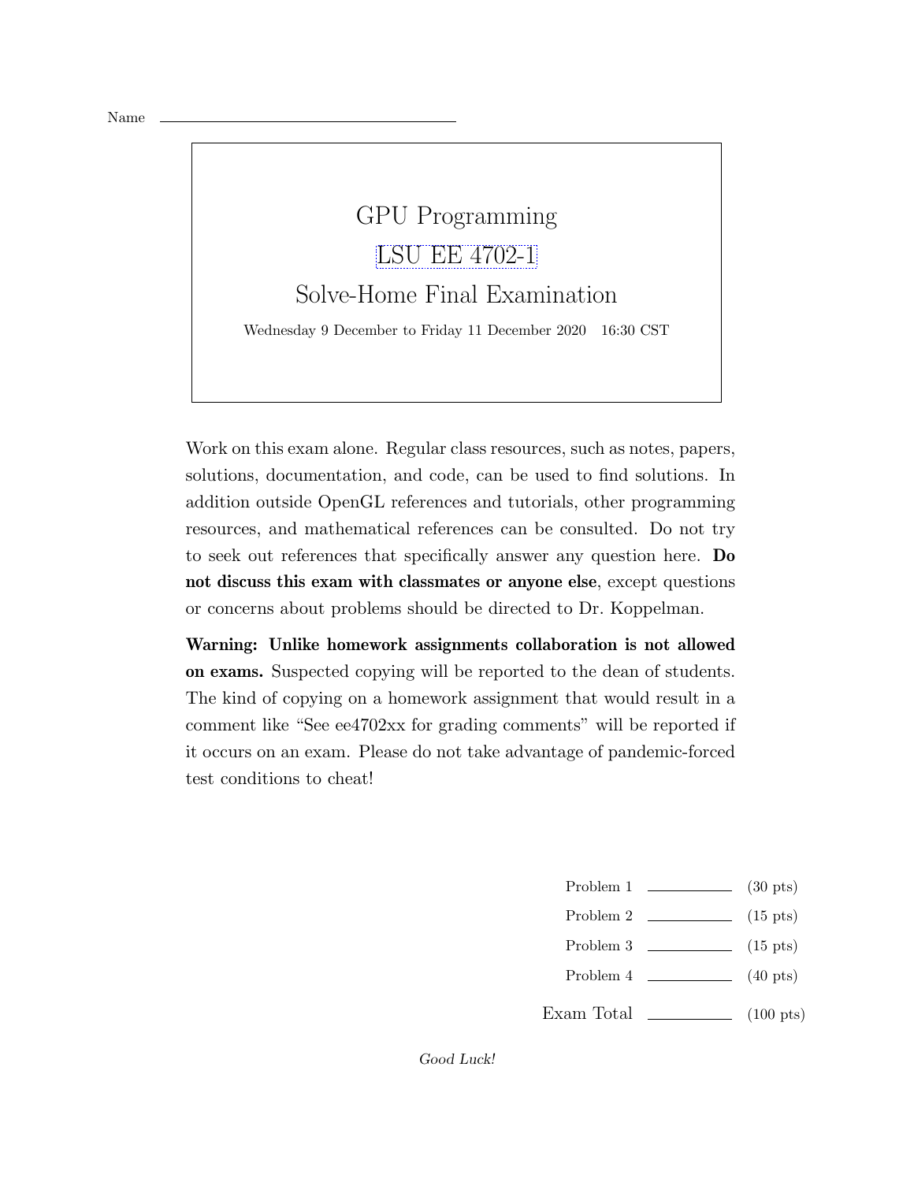Name ______________________________

# GPU Programming

## LSU EE 4702-1

## Solve-Home Final Examination

Wednesday 9 December to Friday 11 December 2020 16:30 CST

Work on this exam alone. Regular class resources, such as notes, papers, solutions, documentation, and code, can be used to find solutions. In addition outside OpenGL references and tutorials, other programming resources, and mathematical references can be consulted. Do not try to seek out references that specifically answer any question here. **Do not discuss this exam with classmates or anyone else**, except questions or concerns about problems should be directed to Dr. Koppelman.

**Warning: Unlike homework assignments collaboration is not allowed on exams.** Suspected copying will be reported to the dean of students. The kind of copying on a homework assignment that would result in a comment like "See ee4702xx for grading comments" will be reported if it occurs on an exam. Please do not take advantage of pandemic-forced test conditions to cheat!

| | | |
|---|---|---|
| Problem 1 | ________ | (30 pts) |
| Problem 2 | ________ | (15 pts) |
| Problem 3 | ________ | (15 pts) |
| Problem 4 | ________ | (40 pts) |
| Exam Total | ________ | (100 pts) |

*Good Luck!*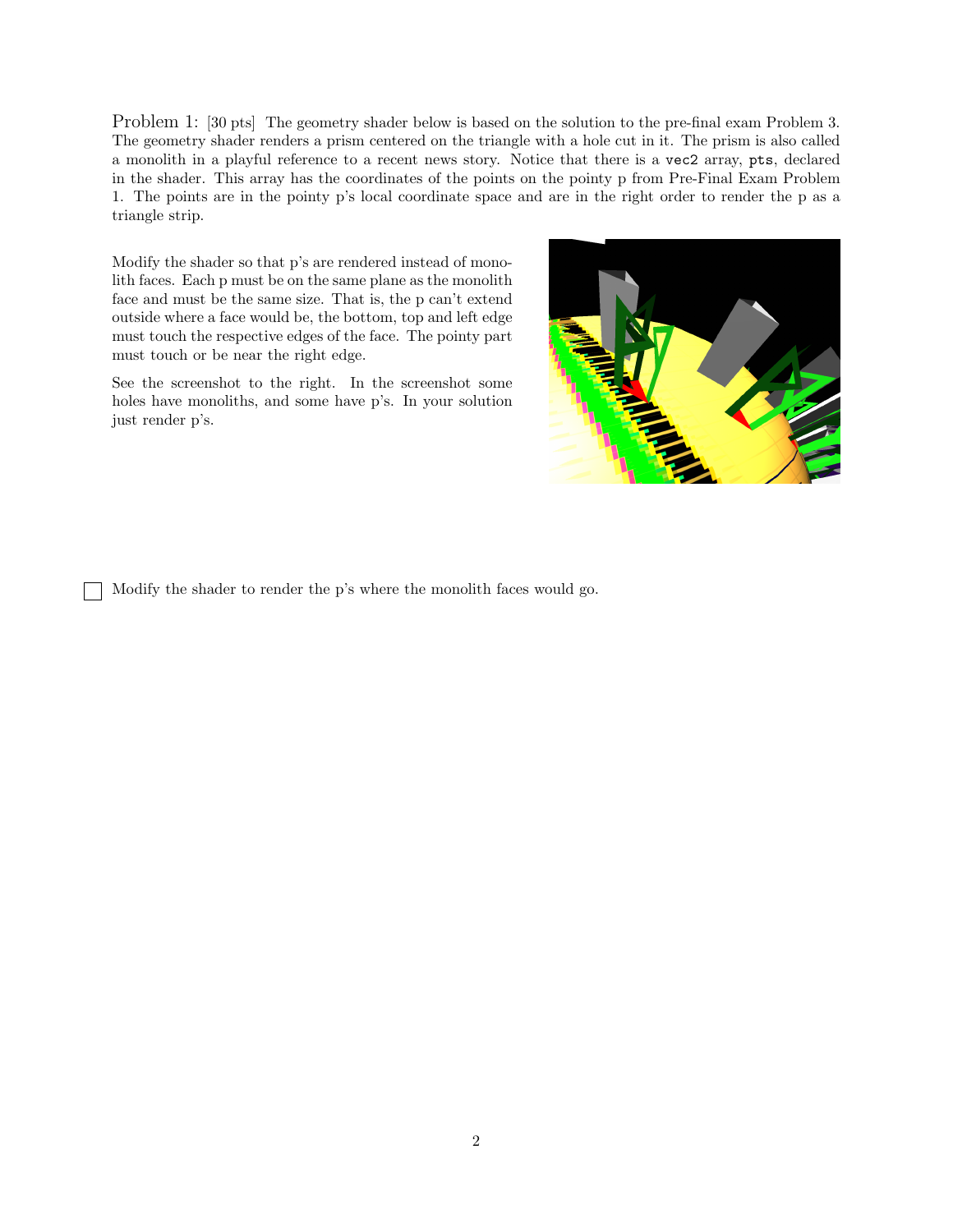Problem 1: [30 pts] The geometry shader below is based on the solution to the pre-final exam Problem 3. The geometry shader renders a prism centered on the triangle with a hole cut in it. The prism is also called a monolith in a playful reference to a recent news story. Notice that there is a `vec2` array, `pts`, declared in the shader. This array has the coordinates of the points on the pointy p from Pre-Final Exam Problem 1. The points are in the pointy p's local coordinate space and are in the right order to render the p as a triangle strip.

Modify the shader so that p's are rendered instead of monolith faces. Each p must be on the same plane as the monolith face and must be the same size. That is, the p can't extend outside where a face would be, the bottom, top and left edge must touch the respective edges of the face. The pointy part must touch or be near the right edge.

See the screenshot to the right. In the screenshot some holes have monoliths, and some have p's. In your solution just render p's.

☐ Modify the shader to render the p's where the monolith faces would go.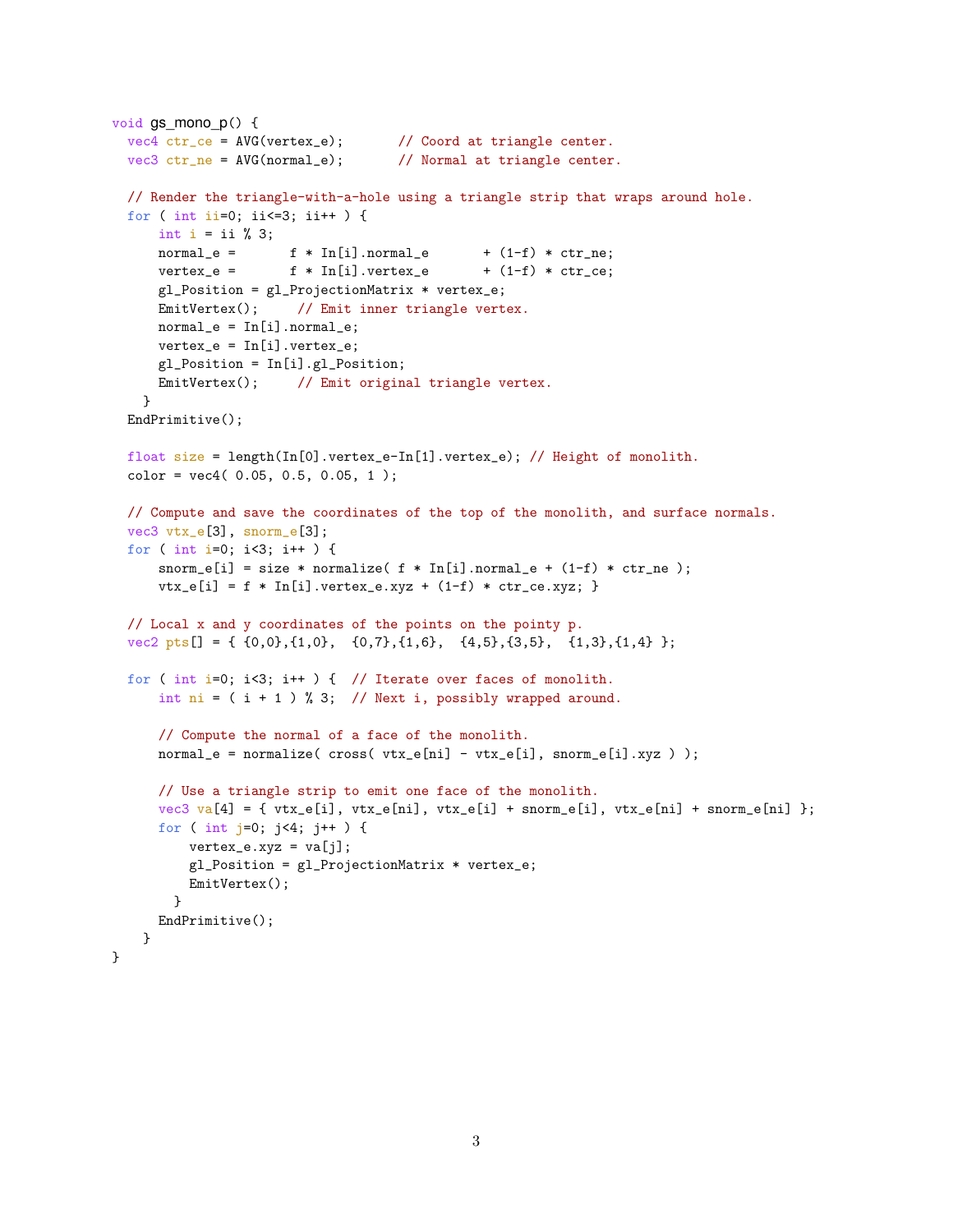```
void gs_mono_p() {
  vec4 ctr_ce = AVG(vertex_e);       // Coord at triangle center.
  vec3 ctr_ne = AVG(normal_e);       // Normal at triangle center.

  // Render the triangle-with-a-hole using a triangle strip that wraps around hole.
  for ( int ii=0; ii<=3; ii++ ) {
      int i = ii % 3;
      normal_e =       f * In[i].normal_e       + (1-f) * ctr_ne;
      vertex_e =       f * In[i].vertex_e       + (1-f) * ctr_ce;
      gl_Position = gl_ProjectionMatrix * vertex_e;
      EmitVertex();     // Emit inner triangle vertex.
      normal_e = In[i].normal_e;
      vertex_e = In[i].vertex_e;
      gl_Position = In[i].gl_Position;
      EmitVertex();     // Emit original triangle vertex.
    }
  EndPrimitive();

  float size = length(In[0].vertex_e-In[1].vertex_e); // Height of monolith.
  color = vec4( 0.05, 0.5, 0.05, 1 );

  // Compute and save the coordinates of the top of the monolith, and surface normals.
  vec3 vtx_e[3], snorm_e[3];
  for ( int i=0; i<3; i++ ) {
      snorm_e[i] = size * normalize( f * In[i].normal_e + (1-f) * ctr_ne );
      vtx_e[i] = f * In[i].vertex_e.xyz + (1-f) * ctr_ce.xyz; }

  // Local x and y coordinates of the points on the pointy p.
  vec2 pts[] = { {0,0},{1,0},  {0,7},{1,6},  {4,5},{3,5},  {1,3},{1,4} };

  for ( int i=0; i<3; i++ ) {  // Iterate over faces of monolith.
      int ni = ( i + 1 ) % 3;  // Next i, possibly wrapped around.

      // Compute the normal of a face of the monolith.
      normal_e = normalize( cross( vtx_e[ni] - vtx_e[i], snorm_e[i].xyz ) );

      // Use a triangle strip to emit one face of the monolith.
      vec3 va[4] = { vtx_e[i], vtx_e[ni], vtx_e[i] + snorm_e[i], vtx_e[ni] + snorm_e[ni] };
      for ( int j=0; j<4; j++ ) {
          vertex_e.xyz = va[j];
          gl_Position = gl_ProjectionMatrix * vertex_e;
          EmitVertex();
        }
      EndPrimitive();
    }
}
```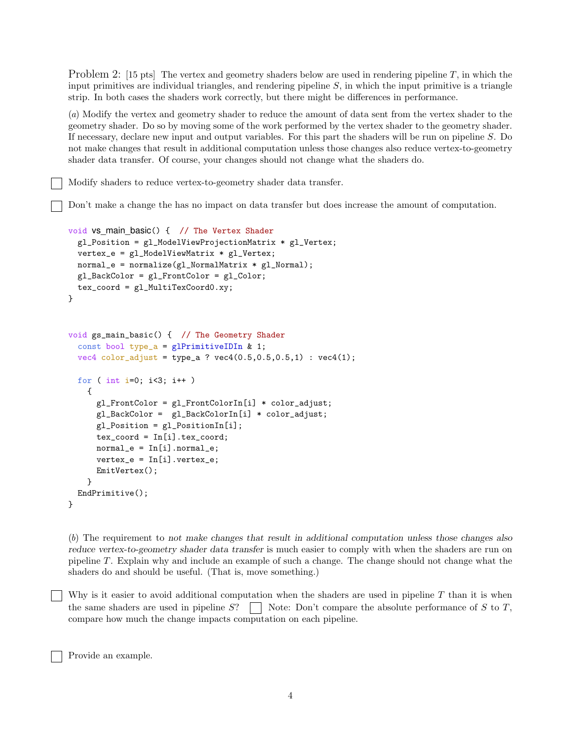Problem 2: [15 pts] The vertex and geometry shaders below are used in rendering pipeline $T$, in which the input primitives are individual triangles, and rendering pipeline $S$, in which the input primitive is a triangle strip. In both cases the shaders work correctly, but there might be differences in performance.

(*a*) Modify the vertex and geometry shader to reduce the amount of data sent from the vertex shader to the geometry shader. Do so by moving some of the work performed by the vertex shader to the geometry shader. If necessary, declare new input and output variables. For this part the shaders will be run on pipeline $S$. Do not make changes that result in additional computation unless those changes also reduce vertex-to-geometry shader data transfer. Of course, your changes should not change what the shaders do.

☐ Modify shaders to reduce vertex-to-geometry shader data transfer.

☐ Don't make a change the has no impact on data transfer but does increase the amount of computation.

```
void vs_main_basic() {  // The Vertex Shader
  gl_Position = gl_ModelViewProjectionMatrix * gl_Vertex;
  vertex_e = gl_ModelViewMatrix * gl_Vertex;
  normal_e = normalize(gl_NormalMatrix * gl_Normal);
  gl_BackColor = gl_FrontColor = gl_Color;
  tex_coord = gl_MultiTexCoord0.xy;
}
```

```
void gs_main_basic() {  // The Geometry Shader
  const bool type_a = glPrimitiveIDIn & 1;
  vec4 color_adjust = type_a ? vec4(0.5,0.5,0.5,1) : vec4(1);

  for ( int i=0; i<3; i++ )
    {
      gl_FrontColor = gl_FrontColorIn[i] * color_adjust;
      gl_BackColor =  gl_BackColorIn[i] * color_adjust;
      gl_Position = gl_PositionIn[i];
      tex_coord = In[i].tex_coord;
      normal_e = In[i].normal_e;
      vertex_e = In[i].vertex_e;
      EmitVertex();
    }
  EndPrimitive();
}
```

(*b*) The requirement to *not make changes that result in additional computation unless those changes also reduce vertex-to-geometry shader data transfer* is much easier to comply with when the shaders are run on pipeline $T$. Explain why and include an example of such a change. The change should not change what the shaders do and should be useful. (That is, move something.)

☐ Why is it easier to avoid additional computation when the shaders are used in pipeline $T$ than it is when the same shaders are used in pipeline $S$? ☐ Note: Don't compare the absolute performance of $S$ to $T$, compare how much the change impacts computation on each pipeline.

☐ Provide an example.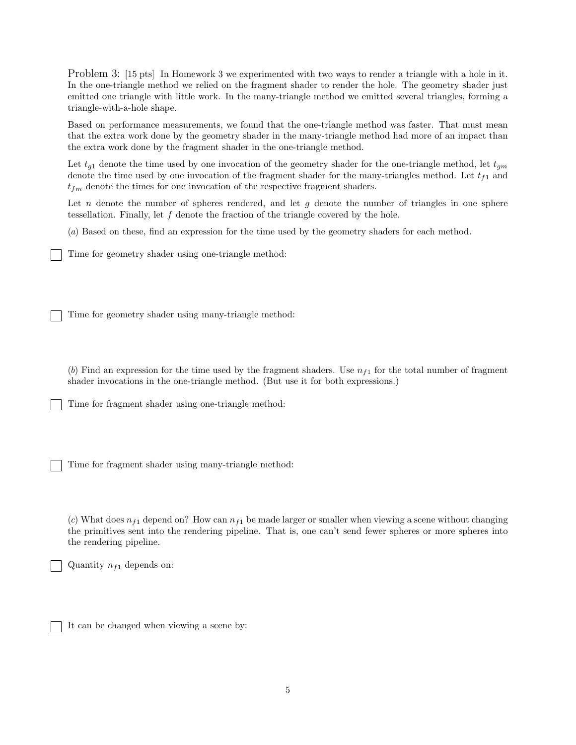Problem 3: [15 pts] In Homework 3 we experimented with two ways to render a triangle with a hole in it. In the one-triangle method we relied on the fragment shader to render the hole. The geometry shader just emitted one triangle with little work. In the many-triangle method we emitted several triangles, forming a triangle-with-a-hole shape.

Based on performance measurements, we found that the one-triangle method was faster. That must mean that the extra work done by the geometry shader in the many-triangle method had more of an impact than the extra work done by the fragment shader in the one-triangle method.

Let $t_{g1}$ denote the time used by one invocation of the geometry shader for the one-triangle method, let $t_{gm}$ denote the time used by one invocation of the fragment shader for the many-triangles method. Let $t_{f1}$ and $t_{fm}$ denote the times for one invocation of the respective fragment shaders.

Let $n$ denote the number of spheres rendered, and let $g$ denote the number of triangles in one sphere tessellation. Finally, let $f$ denote the fraction of the triangle covered by the hole.

(*a*) Based on these, find an expression for the time used by the geometry shaders for each method.

☐ Time for geometry shader using one-triangle method:

☐ Time for geometry shader using many-triangle method:

(*b*) Find an expression for the time used by the fragment shaders. Use $n_{f1}$ for the total number of fragment shader invocations in the one-triangle method. (But use it for both expressions.)

☐ Time for fragment shader using one-triangle method:

☐ Time for fragment shader using many-triangle method:

(*c*) What does $n_{f1}$ depend on? How can $n_{f1}$ be made larger or smaller when viewing a scene without changing the primitives sent into the rendering pipeline. That is, one can't send fewer spheres or more spheres into the rendering pipeline.

☐ Quantity $n_{f1}$ depends on:

☐ It can be changed when viewing a scene by: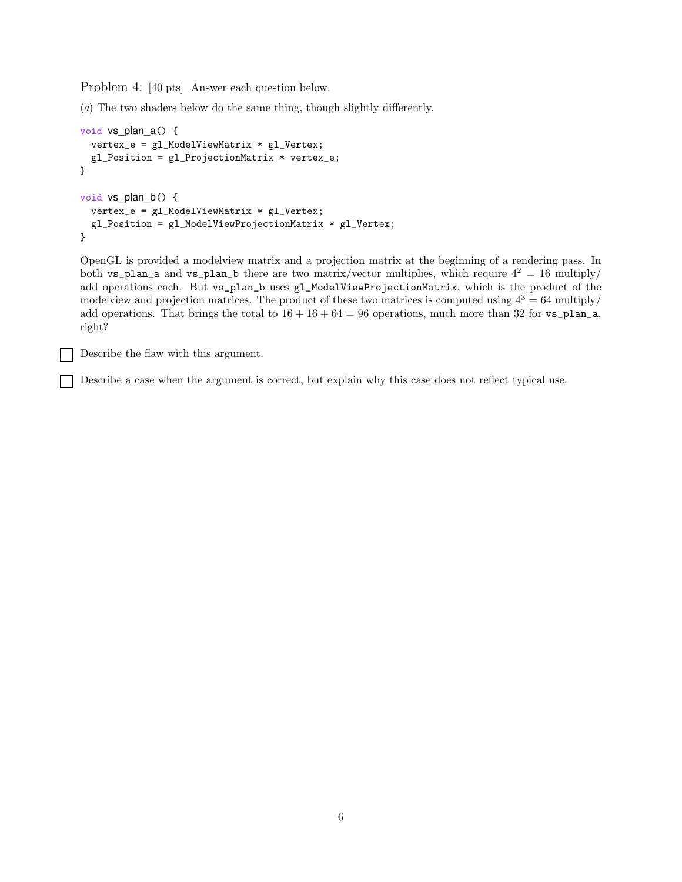Problem 4: [40 pts] Answer each question below.

(*a*) The two shaders below do the same thing, though slightly differently.

```
void vs_plan_a() {
  vertex_e = gl_ModelViewMatrix * gl_Vertex;
  gl_Position = gl_ProjectionMatrix * vertex_e;
}

void vs_plan_b() {
  vertex_e = gl_ModelViewMatrix * gl_Vertex;
  gl_Position = gl_ModelViewProjectionMatrix * gl_Vertex;
}
```

OpenGL is provided a modelview matrix and a projection matrix at the beginning of a rendering pass. In both `vs_plan_a` and `vs_plan_b` there are two matrix/vector multiplies, which require $4^2 = 16$ multiply/add operations each. But `vs_plan_b` uses `gl_ModelViewProjectionMatrix`, which is the product of the modelview and projection matrices. The product of these two matrices is computed using $4^3 = 64$ multiply/add operations. That brings the total to $16 + 16 + 64 = 96$ operations, much more than 32 for `vs_plan_a`, right?

☐ Describe the flaw with this argument.

☐ Describe a case when the argument is correct, but explain why this case does not reflect typical use.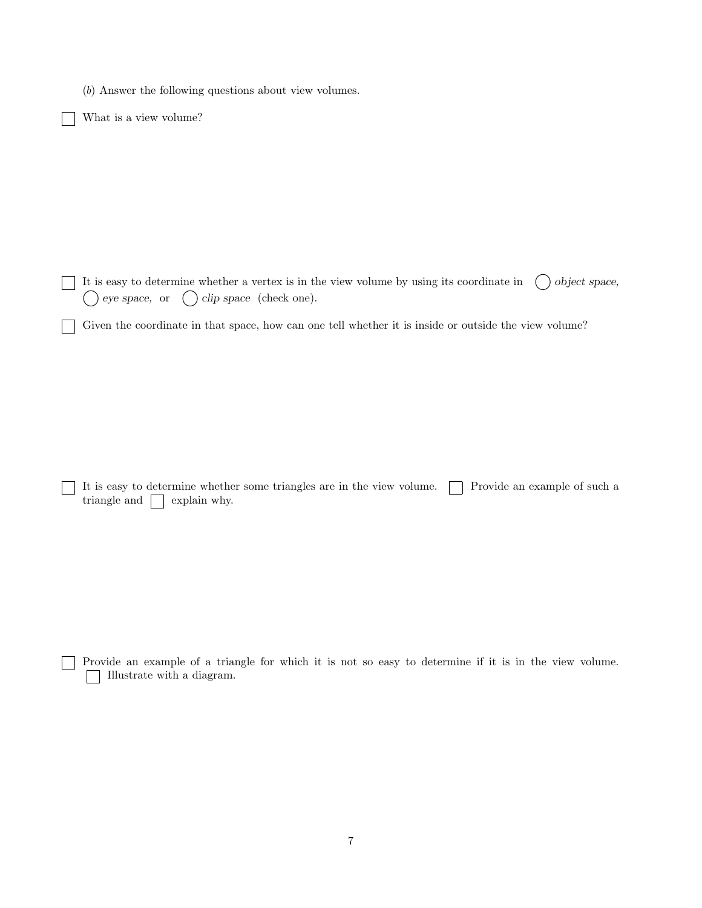(*b*) Answer the following questions about view volumes.

☐ What is a view volume?

☐ It is easy to determine whether a vertex is in the view volume by using its coordinate in ◯ *object space*, ◯ *eye space*, or ◯ *clip space* (check one).

☐ Given the coordinate in that space, how can one tell whether it is inside or outside the view volume?

☐ It is easy to determine whether some triangles are in the view volume. ☐ Provide an example of such a triangle and ☐ explain why.

☐ Provide an example of a triangle for which it is not so easy to determine if it is in the view volume. ☐ Illustrate with a diagram.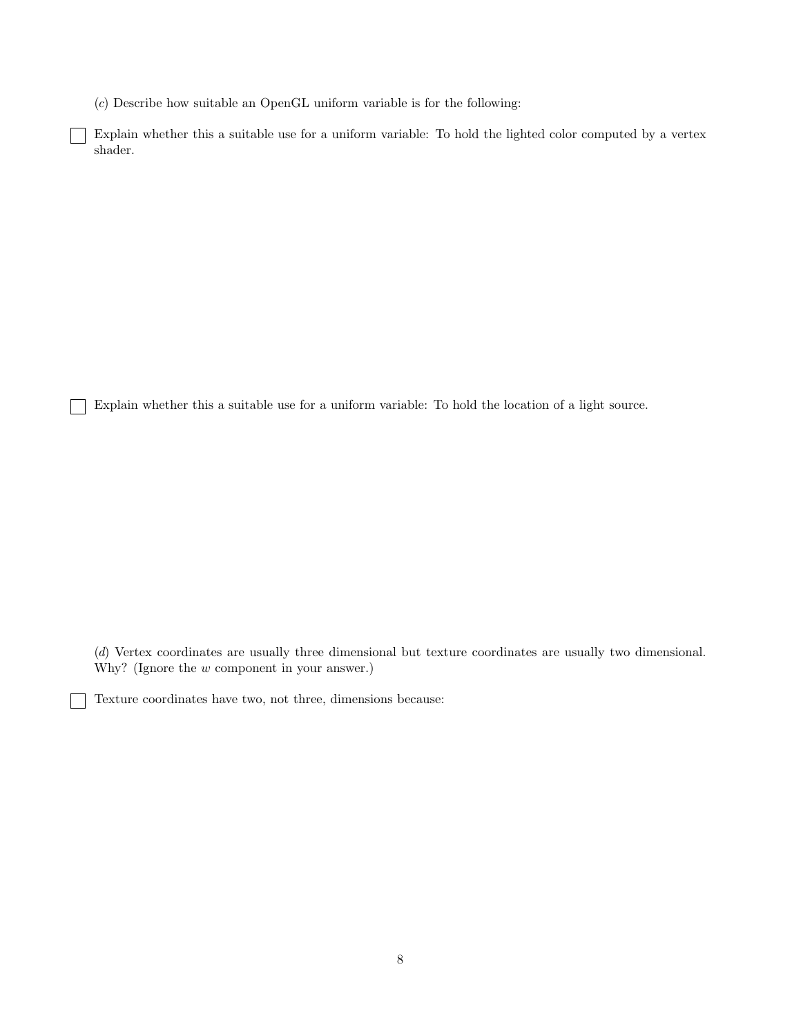($c$) Describe how suitable an OpenGL uniform variable is for the following:

☐ Explain whether this a suitable use for a uniform variable: To hold the lighted color computed by a vertex shader.

☐ Explain whether this a suitable use for a uniform variable: To hold the location of a light source.

($d$) Vertex coordinates are usually three dimensional but texture coordinates are usually two dimensional. Why? (Ignore the $w$ component in your answer.)

☐ Texture coordinates have two, not three, dimensions because: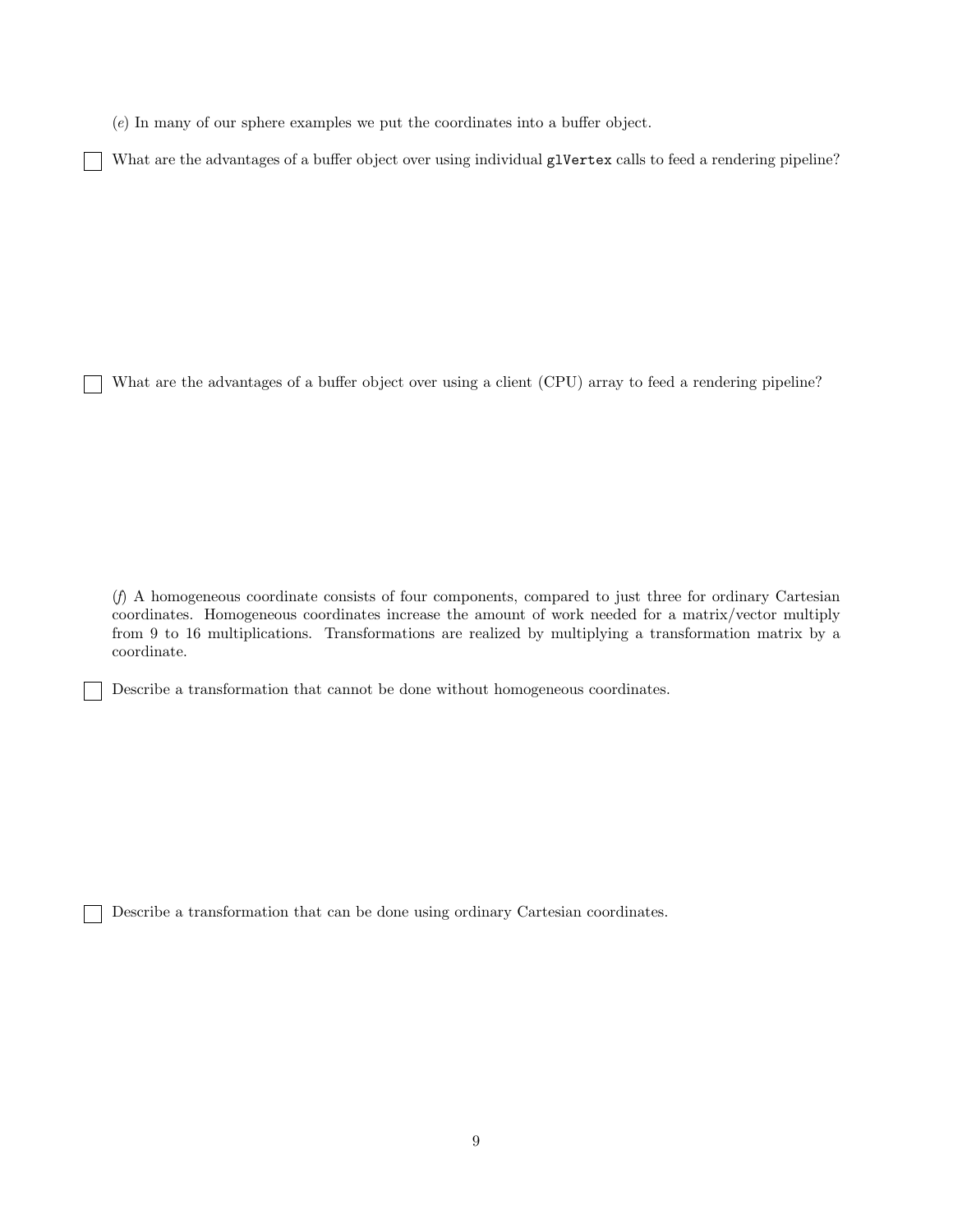(*e*) In many of our sphere examples we put the coordinates into a buffer object.

☐ What are the advantages of a buffer object over using individual `glVertex` calls to feed a rendering pipeline?

☐ What are the advantages of a buffer object over using a client (CPU) array to feed a rendering pipeline?

(*f*) A homogeneous coordinate consists of four components, compared to just three for ordinary Cartesian coordinates. Homogeneous coordinates increase the amount of work needed for a matrix/vector multiply from 9 to 16 multiplications. Transformations are realized by multiplying a transformation matrix by a coordinate.

☐ Describe a transformation that cannot be done without homogeneous coordinates.

☐ Describe a transformation that can be done using ordinary Cartesian coordinates.